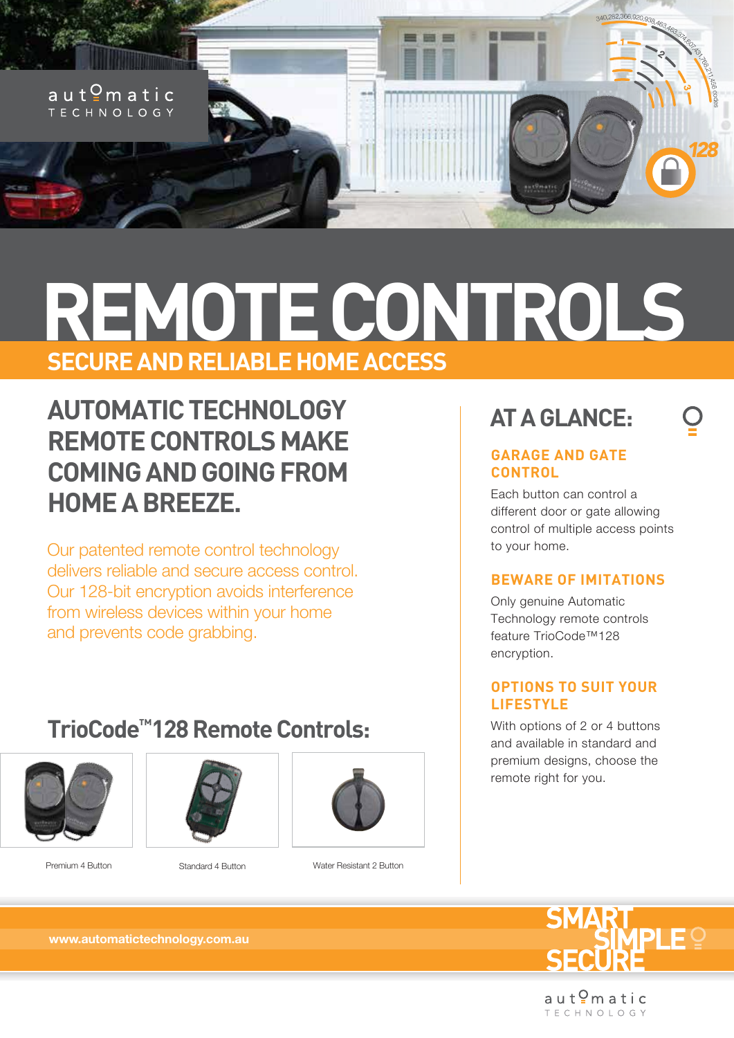automatic TECHNOLOGY

# REMOTE CONTROLS

## SECURE AND RELIABLE HOME ACCESS

## AUTOMATIC TECHNOLOGY REMOTE CONTROLS MAKE COMING AND GOING FROM HOME A BREEZE.

Our patented remote control technology delivers reliable and secure access control. Our 128-bit encryption avoids interference from wireless devices within your home and prevents code grabbing.

### TrioCode™128 Remote Controls:

Premium 4 Button

Standard 4 Button

Water Resistant 2 Button

## AT A GLANCE:

### GARAGE AND GATE CONTROL

Each button can control a different door or gate allowing control of multiple access points to your home.

### BEWARE OF IMITATIONS

Only genuine Automatic Technology remote controls feature TrioCode™128 encryption.

### OPTIONS TO SUIT YOUR LIFESTYLE

With options of 2 or 4 buttons and available in standard and premium designs, choose the remote right for you.

www.automatictechnology.com.au

SMART SIMPLE SECURE

automatic TECHNOLOGY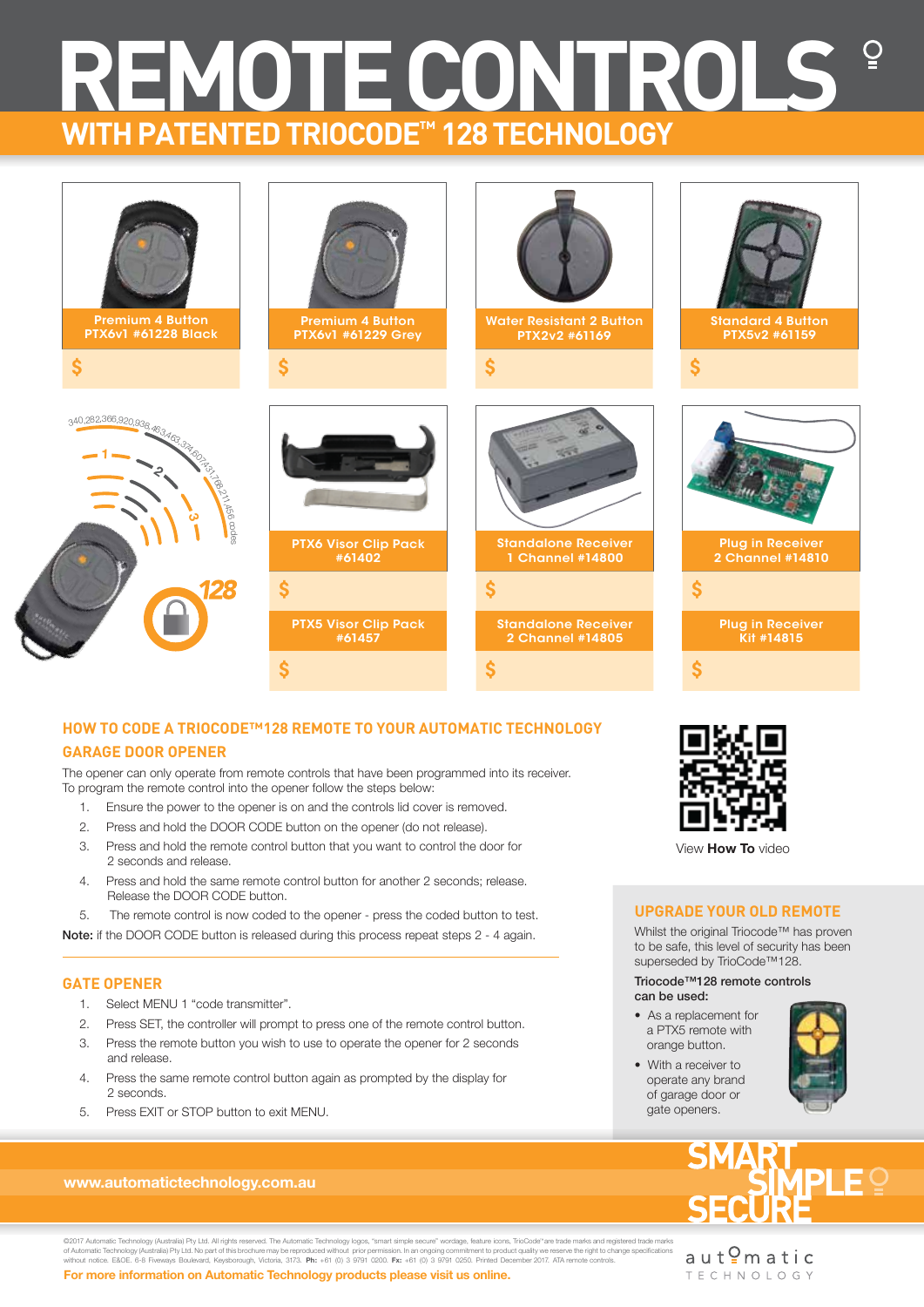# REMOTE CONTROLS

## WITH PATENTED TRIOCODE™ 128 TECHNOLOGY

Premium 4 Button
PTX6v1 #61228 Black

$

Premium 4 Button
PTX6v1 #61229 Grey

$

Water Resistant 2 Button
PTX2v2 #61169

$

Standard 4 Button
PTX5v2 #61159

$

340,282,366,920,938,463,463,374,607,431,768,211,456 codes

128

PTX6 Visor Clip Pack
#61402

$

PTX5 Visor Clip Pack
#61457

$

Standalone Receiver
1 Channel #14800

$

Standalone Receiver
2 Channel #14805

$

Plug in Receiver
2 Channel #14810

$

Plug in Receiver
Kit #14815

$

## HOW TO CODE A TRIOCODE™128 REMOTE TO YOUR AUTOMATIC TECHNOLOGY GARAGE DOOR OPENER

The opener can only operate from remote controls that have been programmed into its receiver. To program the remote control into the opener follow the steps below:

1. Ensure the power to the opener is on and the controls lid cover is removed.
2. Press and hold the DOOR CODE button on the opener (do not release).
3. Press and hold the remote control button that you want to control the door for 2 seconds and release.
4. Press and hold the same remote control button for another 2 seconds; release. Release the DOOR CODE button.
5. The remote control is now coded to the opener - press the coded button to test.

**Note:** if the DOOR CODE button is released during this process repeat steps 2 - 4 again.

View **How To** video

## GATE OPENER

1. Select MENU 1 “code transmitter”.
2. Press SET, the controller will prompt to press one of the remote control button.
3. Press the remote button you wish to use to operate the opener for 2 seconds and release.
4. Press the same remote control button again as prompted by the display for 2 seconds.
5. Press EXIT or STOP button to exit MENU.

## UPGRADE YOUR OLD REMOTE

Whilst the original Triocode™ has proven to be safe, this level of security has been superseded by TrioCode™128.

Triocode™128 remote controls can be used:

- As a replacement for a PTX5 remote with orange button.
- With a receiver to operate any brand of garage door or gate openers.

www.automatictechnology.com.au

SMART SIMPLE SECURE

©2017 Automatic Technology (Australia) Pty Ltd. All rights reserved. The Automatic Technology logos, “smart simple secure” wordage, feature icons, TrioCode™ are trade marks and registered trade marks of Automatic Technology (Australia) Pty Ltd. No part of this brochure may be reproduced without prior permission. In an ongoing commitment to product quality we reserve the right to change specifications without notice. E&OE. 6-8 Fiveways Boulevard, Keysborough, Victoria, 3173. **Ph:** +61 (0) 3 9791 0200. **Fx:** +61 (0) 3 9791 0250. Printed December 2017. ATA remote controls.

**For more information on Automatic Technology products please visit us online.**

automatic TECHNOLOGY